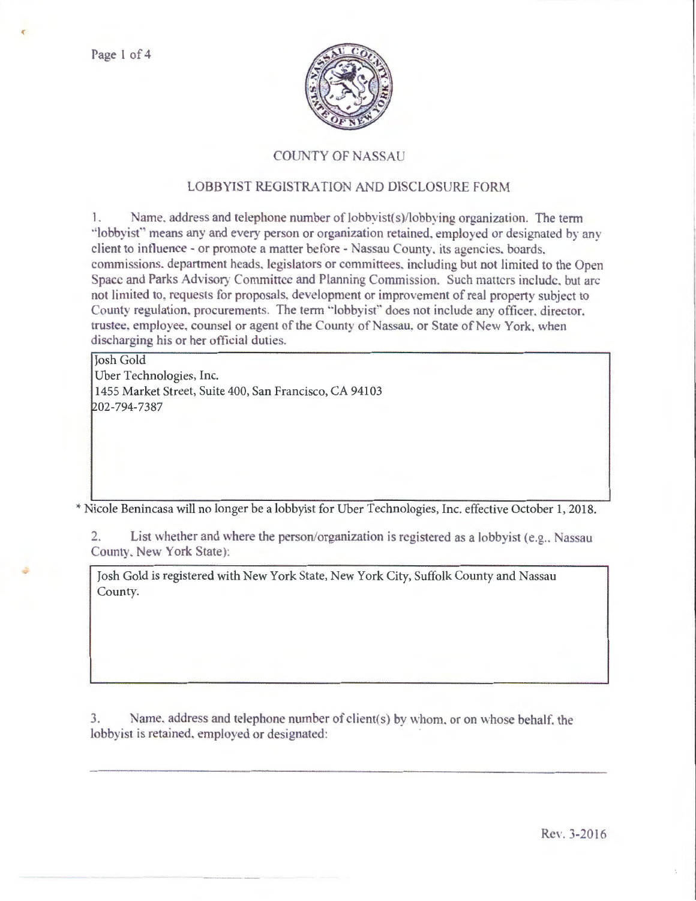# COUNTY OF NASSAU

## LOBBYIST REGISTRATION AND DISCLOSURE FORM

1. Name, address and telephone number of lobbyist(s)/lobbying organization. The term "lobbyist" means any and every person or organization retained, employed or designated by any client to influence - or promote a matter before - Nassau County, its agencies, boards, commissions, department heads, legislators or committees, including but not limited to the Open Space and Parks Advisory Committee and Planning Commission. Such matters include, but are not limited to, requests for proposals, development or improvement of real property subject to County regulation, procurements. The term "lobbyist" does not include any officer, director, trustee, employee, counsel or agent of the County of Nassau, or State of New York, when discharging his or her official duties.

Josh Gold
Uber Technologies, Inc.
1455 Market Street, Suite 400, San Francisco, CA 94103
202-794-7387

* Nicole Benincasa will no longer be a lobbyist for Uber Technologies, Inc. effective October 1, 2018.

2. List whether and where the person/organization is registered as a lobbyist (e.g., Nassau County, New York State):

Josh Gold is registered with New York State, New York City, Suffolk County and Nassau County.

3. Name, address and telephone number of client(s) by whom, or on whose behalf, the lobbyist is retained, employed or designated:

Rev. 3-2016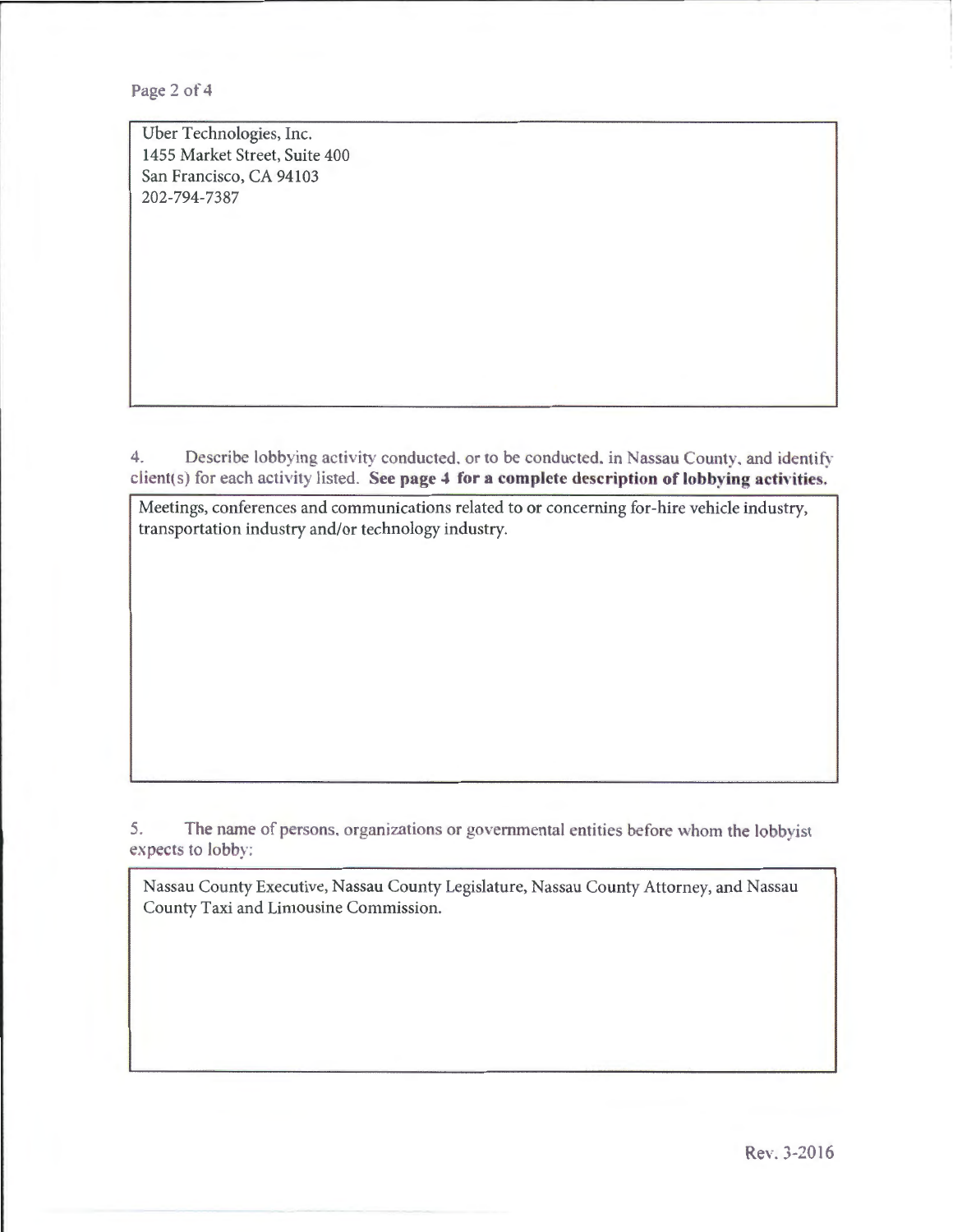Uber Technologies, Inc.
1455 Market Street, Suite 400
San Francisco, CA 94103
202-794-7387

4. Describe lobbying activity conducted, or to be conducted, in Nassau County, and identify client(s) for each activity listed. **See page 4 for a complete description of lobbying activities.**

Meetings, conferences and communications related to or concerning for-hire vehicle industry, transportation industry and/or technology industry.

5. The name of persons, organizations or governmental entities before whom the lobbyist expects to lobby:

Nassau County Executive, Nassau County Legislature, Nassau County Attorney, and Nassau County Taxi and Limousine Commission.

Rev. 3-2016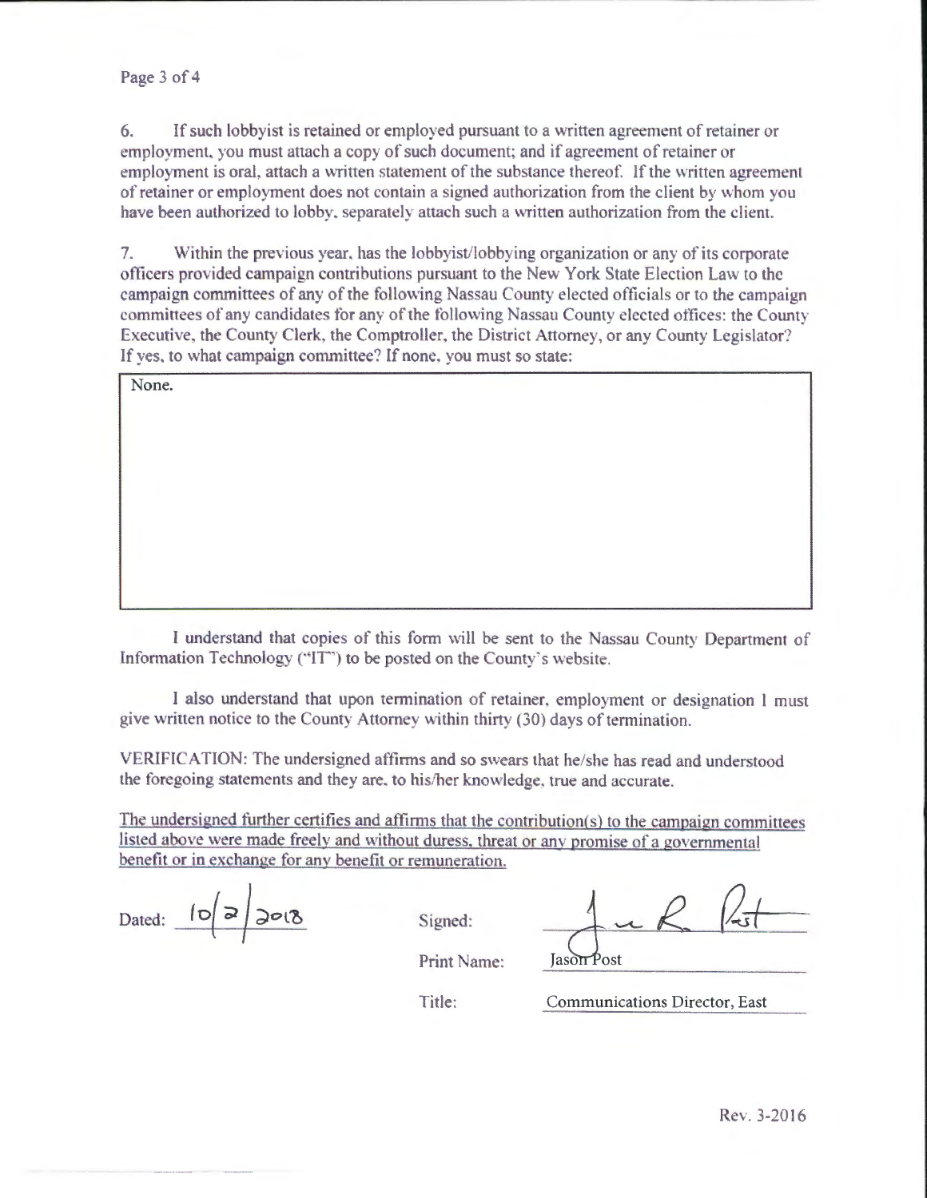6. If such lobbyist is retained or employed pursuant to a written agreement of retainer or employment, you must attach a copy of such document; and if agreement of retainer or employment is oral, attach a written statement of the substance thereof. If the written agreement of retainer or employment does not contain a signed authorization from the client by whom you have been authorized to lobby, separately attach such a written authorization from the client.

7. Within the previous year, has the lobbyist/lobbying organization or any of its corporate officers provided campaign contributions pursuant to the New York State Election Law to the campaign committees of any of the following Nassau County elected officials or to the campaign committees of any candidates for any of the following Nassau County elected offices: the County Executive, the County Clerk, the Comptroller, the District Attorney, or any County Legislator? If yes, to what campaign committee? If none, you must so state:

None.

I understand that copies of this form will be sent to the Nassau County Department of Information Technology ("IT") to be posted on the County's website.

I also understand that upon termination of retainer, employment or designation I must give written notice to the County Attorney within thirty (30) days of termination.

VERIFICATION: The undersigned affirms and so swears that he/she has read and understood the foregoing statements and they are, to his/her knowledge, true and accurate.

The undersigned further certifies and affirms that the contribution(s) to the campaign committees listed above were made freely and without duress, threat or any promise of a governmental benefit or in exchange for any benefit or remuneration.

Dated: 10/2/2018

Signed: [signature]

Print Name: Jason Post

Title: Communications Director, East

Rev. 3-2016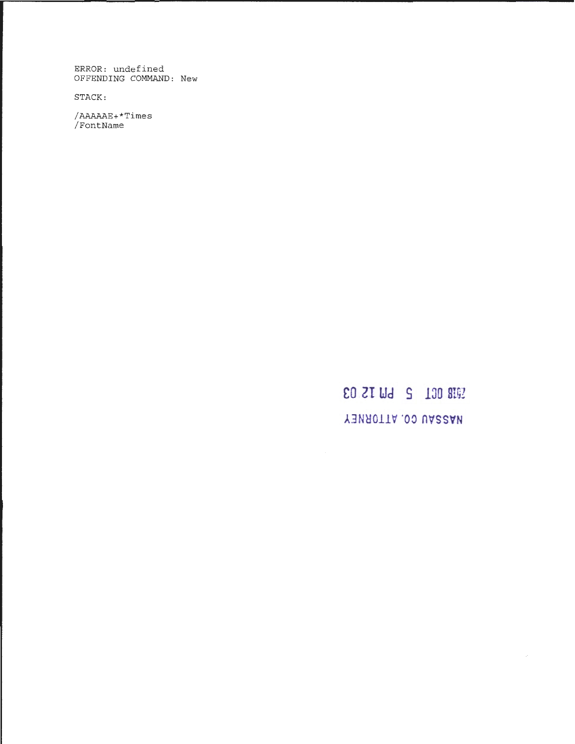ERROR: undefined
OFFENDING COMMAND: New

STACK:

/AAAAAE+*Times
/FontName

2018 OCT 5 PM 12 03

NASSAU CO. ATTORNEY